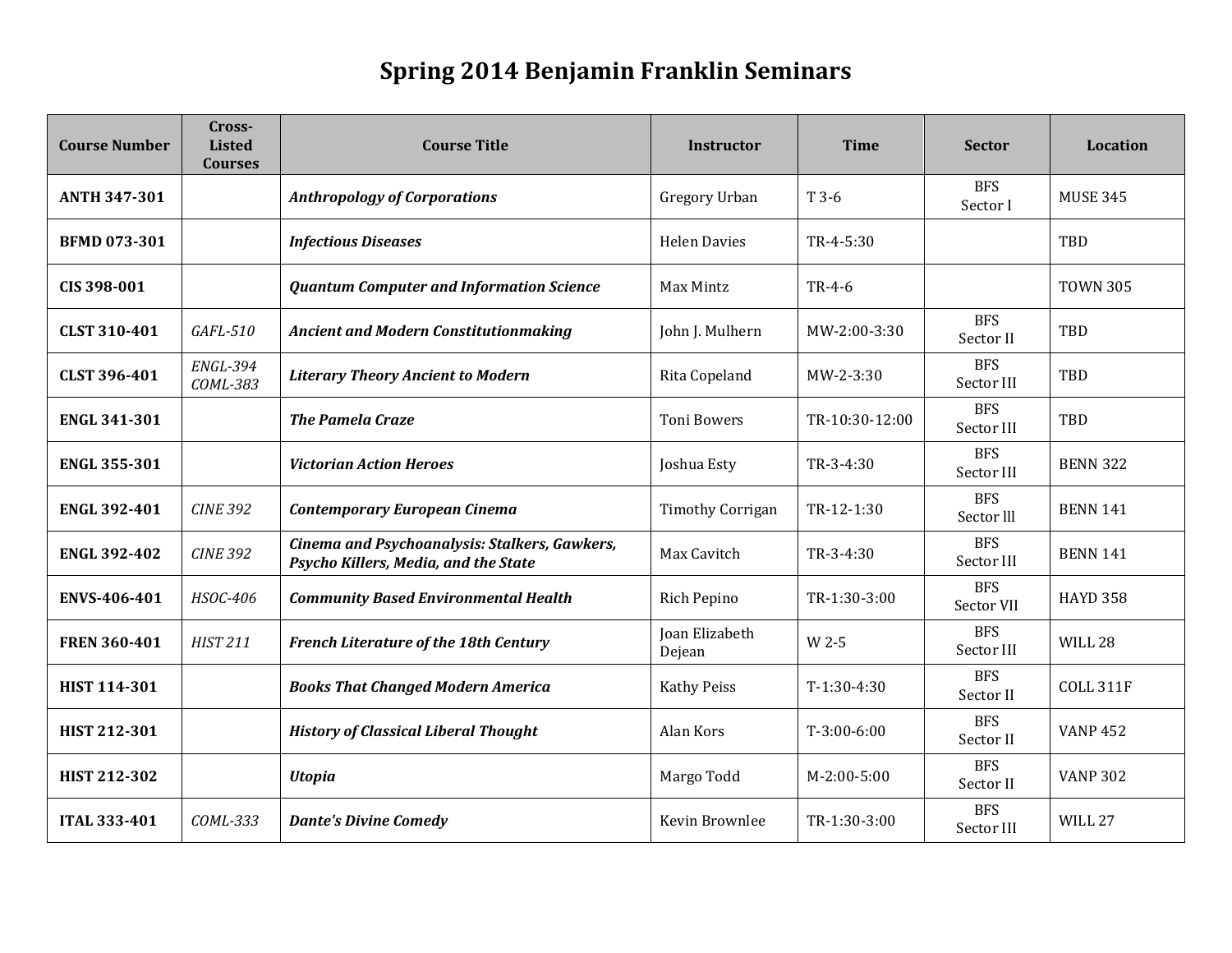# Spring 2014 Benjamin Franklin Seminars

| Course Number | Cross-Listed Courses | Course Title | Instructor | Time | Sector | Location |
|---|---|---|---|---|---|---|
| **ANTH 347-301** | | ***Anthropology of Corporations*** | Gregory Urban | T 3-6 | BFS Sector I | MUSE 345 |
| **BFMD 073-301** | | ***Infectious Diseases*** | Helen Davies | TR-4-5:30 | | TBD |
| **CIS 398-001** | | ***Quantum Computer and Information Science*** | Max Mintz | TR-4-6 | | TOWN 305 |
| **CLST 310-401** | *GAFL-510* | ***Ancient and Modern Constitutionmaking*** | John J. Mulhern | MW-2:00-3:30 | BFS Sector II | TBD |
| **CLST 396-401** | *ENGL-394 COML-383* | ***Literary Theory Ancient to Modern*** | Rita Copeland | MW-2-3:30 | BFS Sector III | TBD |
| **ENGL 341-301** | | ***The Pamela Craze*** | Toni Bowers | TR-10:30-12:00 | BFS Sector III | TBD |
| **ENGL 355-301** | | ***Victorian Action Heroes*** | Joshua Esty | TR-3-4:30 | BFS Sector III | BENN 322 |
| **ENGL 392-401** | *CINE 392* | ***Contemporary European Cinema*** | Timothy Corrigan | TR-12-1:30 | BFS Sector lll | BENN 141 |
| **ENGL 392-402** | *CINE 392* | ***Cinema and Psychoanalysis: Stalkers, Gawkers, Psycho Killers, Media, and the State*** | Max Cavitch | TR-3-4:30 | BFS Sector III | BENN 141 |
| **ENVS-406-401** | *HSOC-406* | ***Community Based Environmental Health*** | Rich Pepino | TR-1:30-3:00 | BFS Sector VII | HAYD 358 |
| **FREN 360-401** | *HIST 211* | ***French Literature of the 18th Century*** | Joan Elizabeth Dejean | W 2-5 | BFS Sector III | WILL 28 |
| **HIST 114-301** | | ***Books That Changed Modern America*** | Kathy Peiss | T-1:30-4:30 | BFS Sector II | COLL 311F |
| **HIST 212-301** | | ***History of Classical Liberal Thought*** | Alan Kors | T-3:00-6:00 | BFS Sector II | VANP 452 |
| **HIST 212-302** | | ***Utopia*** | Margo Todd | M-2:00-5:00 | BFS Sector II | VANP 302 |
| **ITAL 333-401** | *COML-333* | ***Dante's Divine Comedy*** | Kevin Brownlee | TR-1:30-3:00 | BFS Sector III | WILL 27 |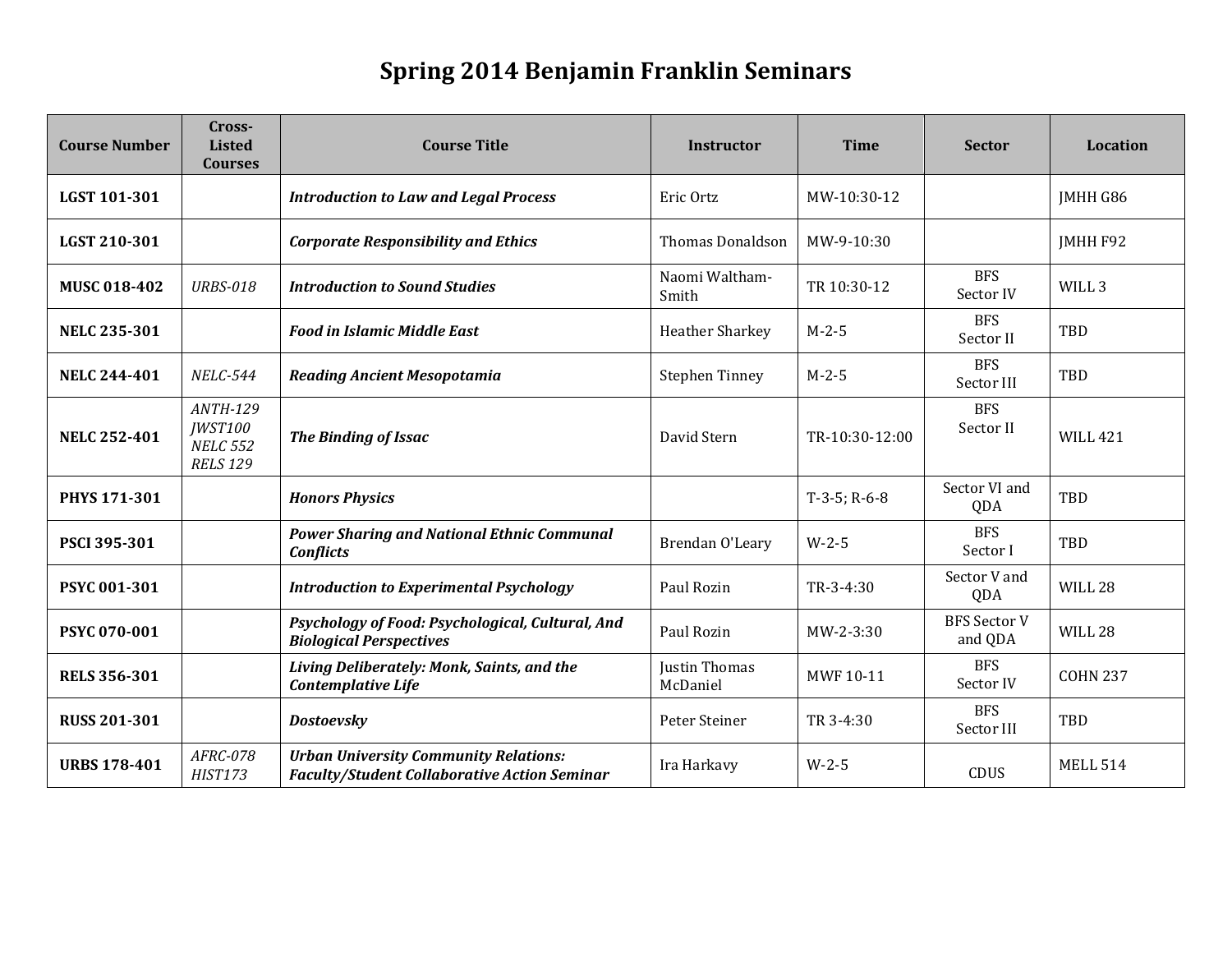# Spring 2014 Benjamin Franklin Seminars

| Course Number | Cross-Listed Courses | Course Title | Instructor | Time | Sector | Location |
|---|---|---|---|---|---|---|
| **LGST 101-301** | | ***Introduction to Law and Legal Process*** | Eric Ortz | MW-10:30-12 | | JMHH G86 |
| **LGST 210-301** | | ***Corporate Responsibility and Ethics*** | Thomas Donaldson | MW-9-10:30 | | JMHH F92 |
| **MUSC 018-402** | *URBS-018* | ***Introduction to Sound Studies*** | Naomi Waltham-Smith | TR 10:30-12 | BFS Sector IV | WILL 3 |
| **NELC 235-301** | | ***Food in Islamic Middle East*** | Heather Sharkey | M-2-5 | BFS Sector II | TBD |
| **NELC 244-401** | *NELC-544* | ***Reading Ancient Mesopotamia*** | Stephen Tinney | M-2-5 | BFS Sector III | TBD |
| **NELC 252-401** | *ANTH-129 JWST100 NELC 552 RELS 129* | ***The Binding of Issac*** | David Stern | TR-10:30-12:00 | BFS Sector II | WILL 421 |
| **PHYS 171-301** | | ***Honors Physics*** | | T-3-5; R-6-8 | Sector VI and QDA | TBD |
| **PSCI 395-301** | | ***Power Sharing and National Ethnic Communal Conflicts*** | Brendan O'Leary | W-2-5 | BFS Sector I | TBD |
| **PSYC 001-301** | | ***Introduction to Experimental Psychology*** | Paul Rozin | TR-3-4:30 | Sector V and QDA | WILL 28 |
| **PSYC 070-001** | | ***Psychology of Food: Psychological, Cultural, And Biological Perspectives*** | Paul Rozin | MW-2-3:30 | BFS Sector V and QDA | WILL 28 |
| **RELS 356-301** | | ***Living Deliberately: Monk, Saints, and the Contemplative Life*** | Justin Thomas McDaniel | MWF 10-11 | BFS Sector IV | COHN 237 |
| **RUSS 201-301** | | ***Dostoevsky*** | Peter Steiner | TR 3-4:30 | BFS Sector III | TBD |
| **URBS 178-401** | *AFRC-078 HIST173* | ***Urban University Community Relations: Faculty/Student Collaborative Action Seminar*** | Ira Harkavy | W-2-5 | CDUS | MELL 514 |